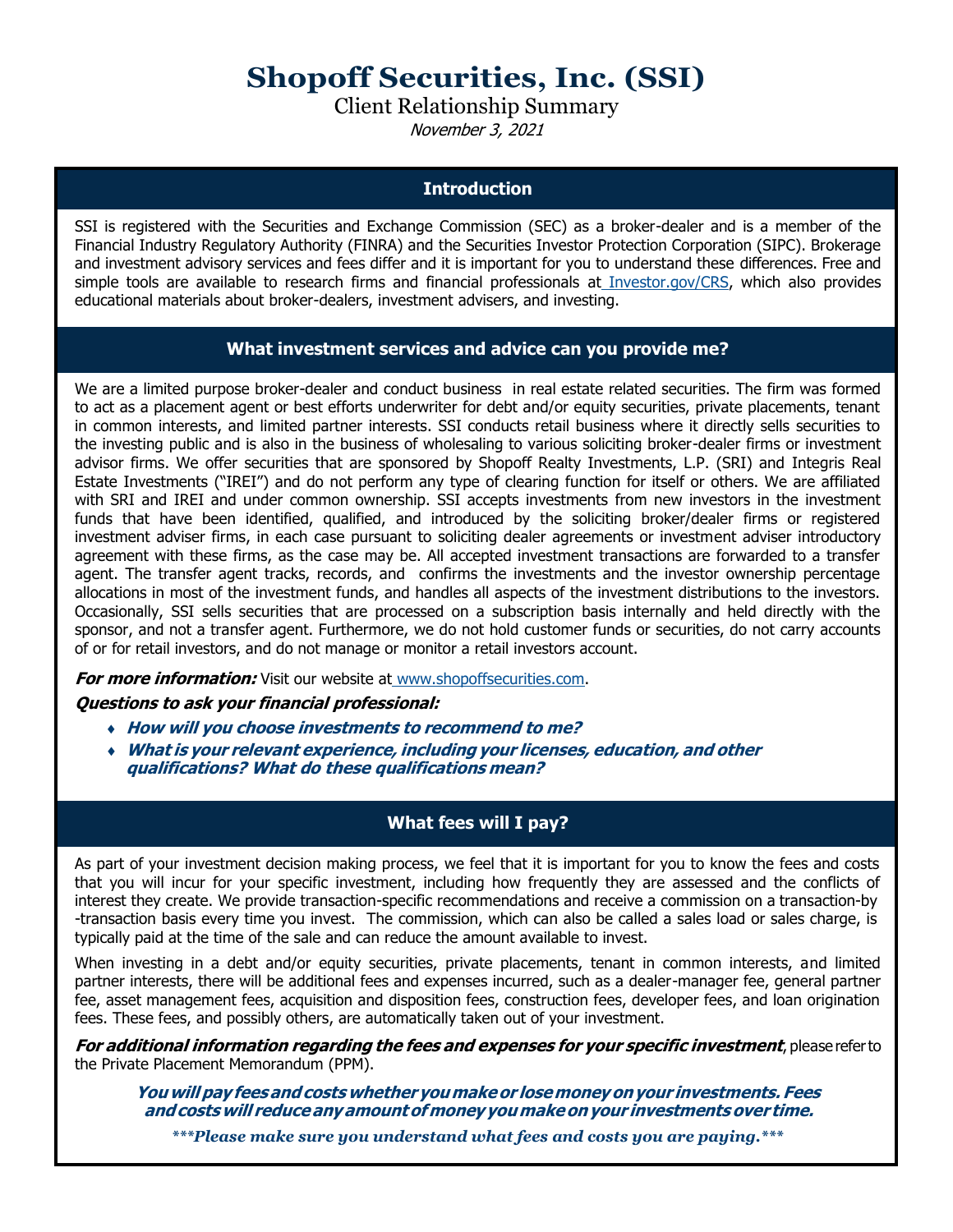# Shopoff Securities, Inc. (SSI)

Client Relationship Summary

*November 3, 2021*

## Introduction

SSI is registered with the Securities and Exchange Commission (SEC) as a broker-dealer and is a member of the Financial Industry Regulatory Authority (FINRA) and the Securities Investor Protection Corporation (SIPC). Brokerage and investment advisory services and fees differ and it is important for you to understand these differences. Free and simple tools are available to research firms and financial professionals at Investor.gov/CRS, which also provides educational materials about broker-dealers, investment advisers, and investing.

## What investment services and advice can you provide me?

We are a limited purpose broker-dealer and conduct business in real estate related securities. The firm was formed to act as a placement agent or best efforts underwriter for debt and/or equity securities, private placements, tenant in common interests, and limited partner interests. SSI conducts retail business where it directly sells securities to the investing public and is also in the business of wholesaling to various soliciting broker-dealer firms or investment advisor firms. We offer securities that are sponsored by Shopoff Realty Investments, L.P. (SRI) and Integris Real Estate Investments ("IREI") and do not perform any type of clearing function for itself or others. We are affiliated with SRI and IREI and under common ownership. SSI accepts investments from new investors in the investment funds that have been identified, qualified, and introduced by the soliciting broker/dealer firms or registered investment adviser firms, in each case pursuant to soliciting dealer agreements or investment adviser introductory agreement with these firms, as the case may be. All accepted investment transactions are forwarded to a transfer agent. The transfer agent tracks, records, and confirms the investments and the investor ownership percentage allocations in most of the investment funds, and handles all aspects of the investment distributions to the investors. Occasionally, SSI sells securities that are processed on a subscription basis internally and held directly with the sponsor, and not a transfer agent. Furthermore, we do not hold customer funds or securities, do not carry accounts of or for retail investors, and do not manage or monitor a retail investors account.

***For more information:*** Visit our website at www.shopoffsecurities.com.

***Questions to ask your financial professional:***

- ***How will you choose investments to recommend to me?***
- ***What is your relevant experience, including your licenses, education, and other qualifications? What do these qualifications mean?***

## What fees will I pay?

As part of your investment decision making process, we feel that it is important for you to know the fees and costs that you will incur for your specific investment, including how frequently they are assessed and the conflicts of interest they create. We provide transaction-specific recommendations and receive a commission on a transaction-by-transaction basis every time you invest. The commission, which can also be called a sales load or sales charge, is typically paid at the time of the sale and can reduce the amount available to invest.

When investing in a debt and/or equity securities, private placements, tenant in common interests, and limited partner interests, there will be additional fees and expenses incurred, such as a dealer-manager fee, general partner fee, asset management fees, acquisition and disposition fees, construction fees, developer fees, and loan origination fees. These fees, and possibly others, are automatically taken out of your investment.

***For additional information regarding the fees and expenses for your specific investment***, please refer to the Private Placement Memorandum (PPM).

***You will pay fees and costs whether you make or lose money on your investments. Fees and costs will reduce any amount of money you make on your investments over time.***

****\*\*\*Please make sure you understand what fees and costs you are paying.\*\*\*****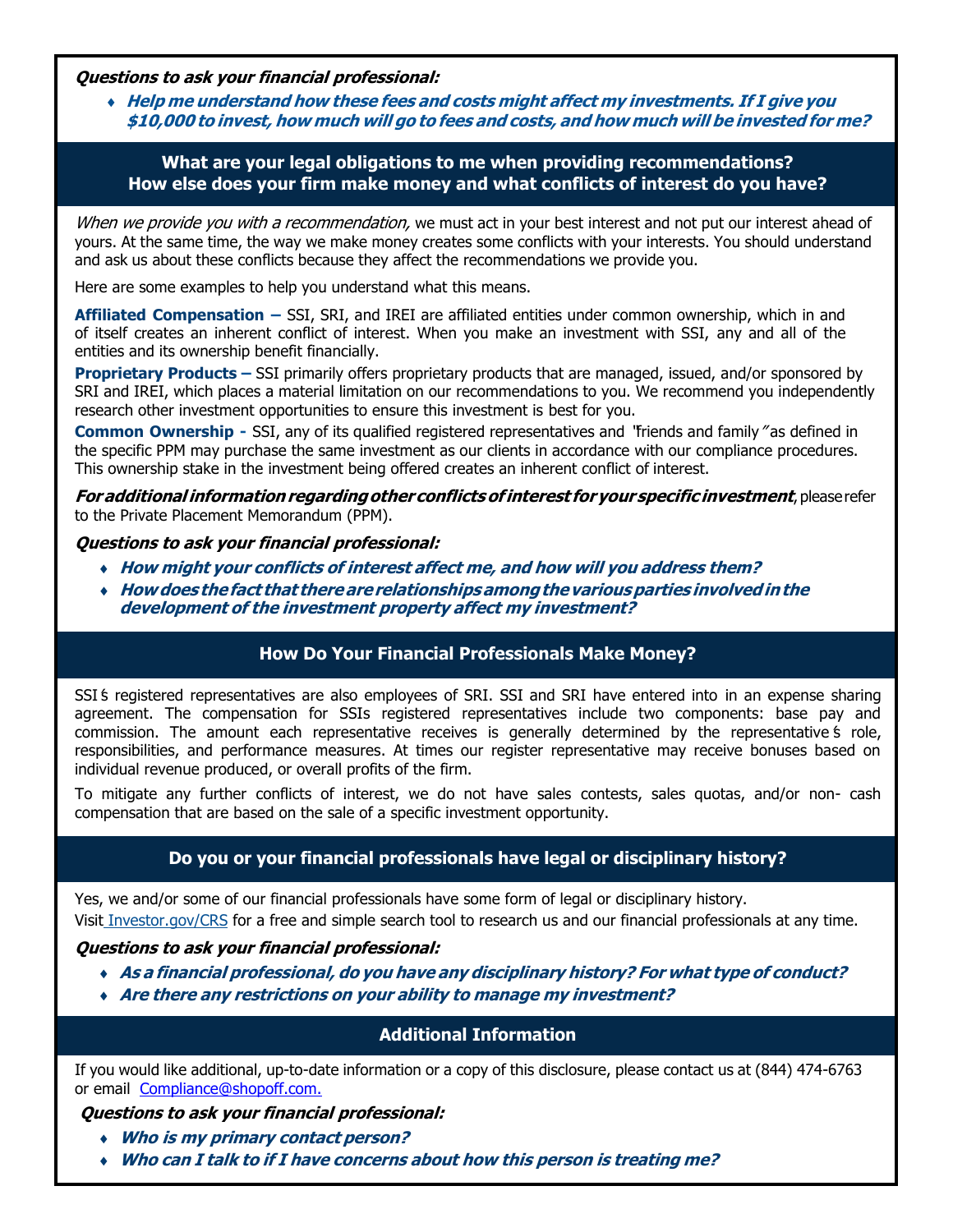***Questions to ask your financial professional:***

- ***Help me understand how these fees and costs might affect my investments. If I give you $10,000 to invest, how much will go to fees and costs, and how much will be invested for me?***

## What are your legal obligations to me when providing recommendations? How else does your firm make money and what conflicts of interest do you have?

*When we provide you with a recommendation,* we must act in your best interest and not put our interest ahead of yours. At the same time, the way we make money creates some conflicts with your interests. You should understand and ask us about these conflicts because they affect the recommendations we provide you.

Here are some examples to help you understand what this means.

**Affiliated Compensation –** SSI, SRI, and IREI are affiliated entities under common ownership, which in and of itself creates an inherent conflict of interest. When you make an investment with SSI, any and all of the entities and its ownership benefit financially.

**Proprietary Products –** SSI primarily offers proprietary products that are managed, issued, and/or sponsored by SRI and IREI, which places a material limitation on our recommendations to you. We recommend you independently research other investment opportunities to ensure this investment is best for you.

**Common Ownership -** SSI, any of its qualified registered representatives and "friends and family" as defined in the specific PPM may purchase the same investment as our clients in accordance with our compliance procedures. This ownership stake in the investment being offered creates an inherent conflict of interest.

***For additional information regarding other conflicts of interest for your specific investment***, please refer to the Private Placement Memorandum (PPM).

***Questions to ask your financial professional:***

- ***How might your conflicts of interest affect me, and how will you address them?***
- ***How does the fact that there are relationships among the various parties involved in the development of the investment property affect my investment?***

## How Do Your Financial Professionals Make Money?

SSI's registered representatives are also employees of SRI. SSI and SRI have entered into in an expense sharing agreement. The compensation for SSIs registered representatives include two components: base pay and commission. The amount each representative receives is generally determined by the representative's role, responsibilities, and performance measures. At times our register representative may receive bonuses based on individual revenue produced, or overall profits of the firm.

To mitigate any further conflicts of interest, we do not have sales contests, sales quotas, and/or non- cash compensation that are based on the sale of a specific investment opportunity.

## Do you or your financial professionals have legal or disciplinary history?

Yes, we and/or some of our financial professionals have some form of legal or disciplinary history.

Visit Investor.gov/CRS for a free and simple search tool to research us and our financial professionals at any time.

***Questions to ask your financial professional:***

- ***As a financial professional, do you have any disciplinary history? For what type of conduct?***
- ***Are there any restrictions on your ability to manage my investment?***

## Additional Information

If you would like additional, up-to-date information or a copy of this disclosure, please contact us at (844) 474-6763 or email Compliance@shopoff.com.

***Questions to ask your financial professional:***

- ***Who is my primary contact person?***
- ***Who can I talk to if I have concerns about how this person is treating me?***